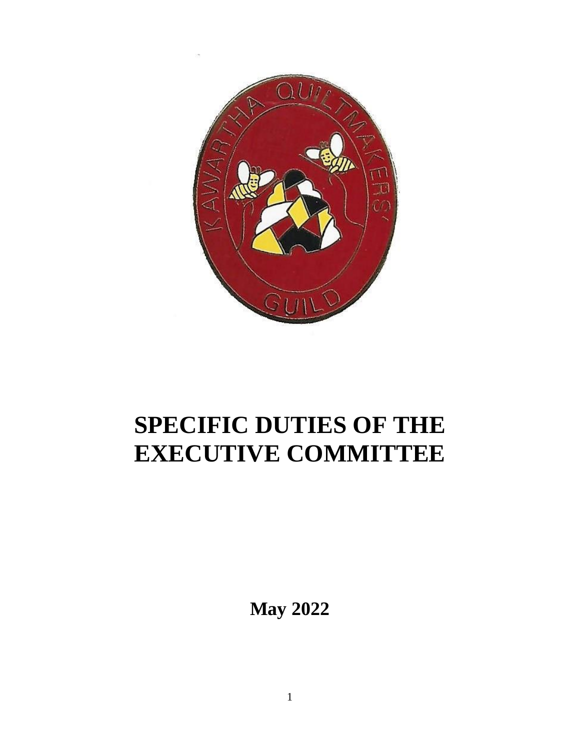# SPECIFIC DUTIES OF THE EXECUTIVE COMMITTEE

**May 2022**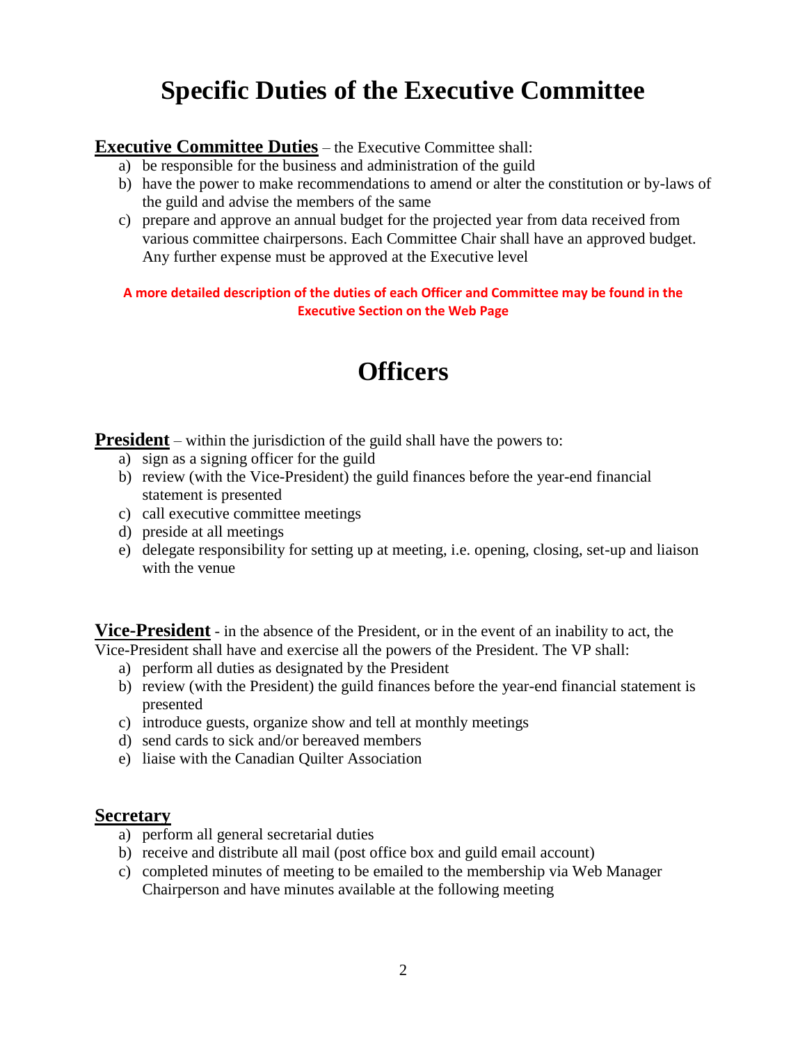# Specific Duties of the Executive Committee

**Executive Committee Duties** – the Executive Committee shall:

a) be responsible for the business and administration of the guild
b) have the power to make recommendations to amend or alter the constitution or by-laws of the guild and advise the members of the same
c) prepare and approve an annual budget for the projected year from data received from various committee chairpersons. Each Committee Chair shall have an approved budget. Any further expense must be approved at the Executive level

**A more detailed description of the duties of each Officer and Committee may be found in the Executive Section on the Web Page**

# Officers

**President** – within the jurisdiction of the guild shall have the powers to:

a) sign as a signing officer for the guild
b) review (with the Vice-President) the guild finances before the year-end financial statement is presented
c) call executive committee meetings
d) preside at all meetings
e) delegate responsibility for setting up at meeting, i.e. opening, closing, set-up and liaison with the venue

**Vice-President** - in the absence of the President, or in the event of an inability to act, the Vice-President shall have and exercise all the powers of the President. The VP shall:

a) perform all duties as designated by the President
b) review (with the President) the guild finances before the year-end financial statement is presented
c) introduce guests, organize show and tell at monthly meetings
d) send cards to sick and/or bereaved members
e) liaise with the Canadian Quilter Association

**Secretary**

a) perform all general secretarial duties
b) receive and distribute all mail (post office box and guild email account)
c) completed minutes of meeting to be emailed to the membership via Web Manager Chairperson and have minutes available at the following meeting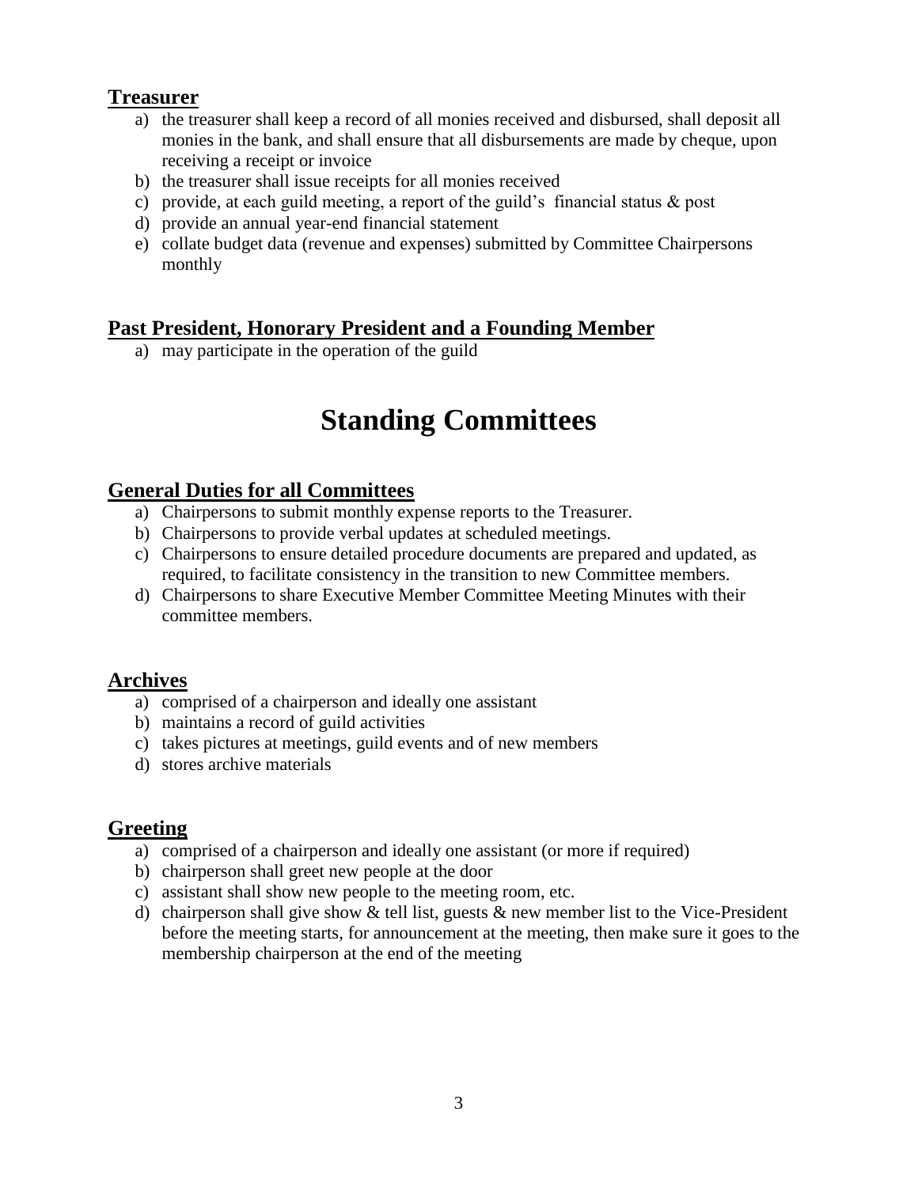## Treasurer

a) the treasurer shall keep a record of all monies received and disbursed, shall deposit all monies in the bank, and shall ensure that all disbursements are made by cheque, upon receiving a receipt or invoice
b) the treasurer shall issue receipts for all monies received
c) provide, at each guild meeting, a report of the guild's financial status & post
d) provide an annual year-end financial statement
e) collate budget data (revenue and expenses) submitted by Committee Chairpersons monthly

## Past President, Honorary President and a Founding Member

a) may participate in the operation of the guild

# Standing Committees

## General Duties for all Committees

a) Chairpersons to submit monthly expense reports to the Treasurer.
b) Chairpersons to provide verbal updates at scheduled meetings.
c) Chairpersons to ensure detailed procedure documents are prepared and updated, as required, to facilitate consistency in the transition to new Committee members.
d) Chairpersons to share Executive Member Committee Meeting Minutes with their committee members.

## Archives

a) comprised of a chairperson and ideally one assistant
b) maintains a record of guild activities
c) takes pictures at meetings, guild events and of new members
d) stores archive materials

## Greeting

a) comprised of a chairperson and ideally one assistant (or more if required)
b) chairperson shall greet new people at the door
c) assistant shall show new people to the meeting room, etc.
d) chairperson shall give show & tell list, guests & new member list to the Vice-President before the meeting starts, for announcement at the meeting, then make sure it goes to the membership chairperson at the end of the meeting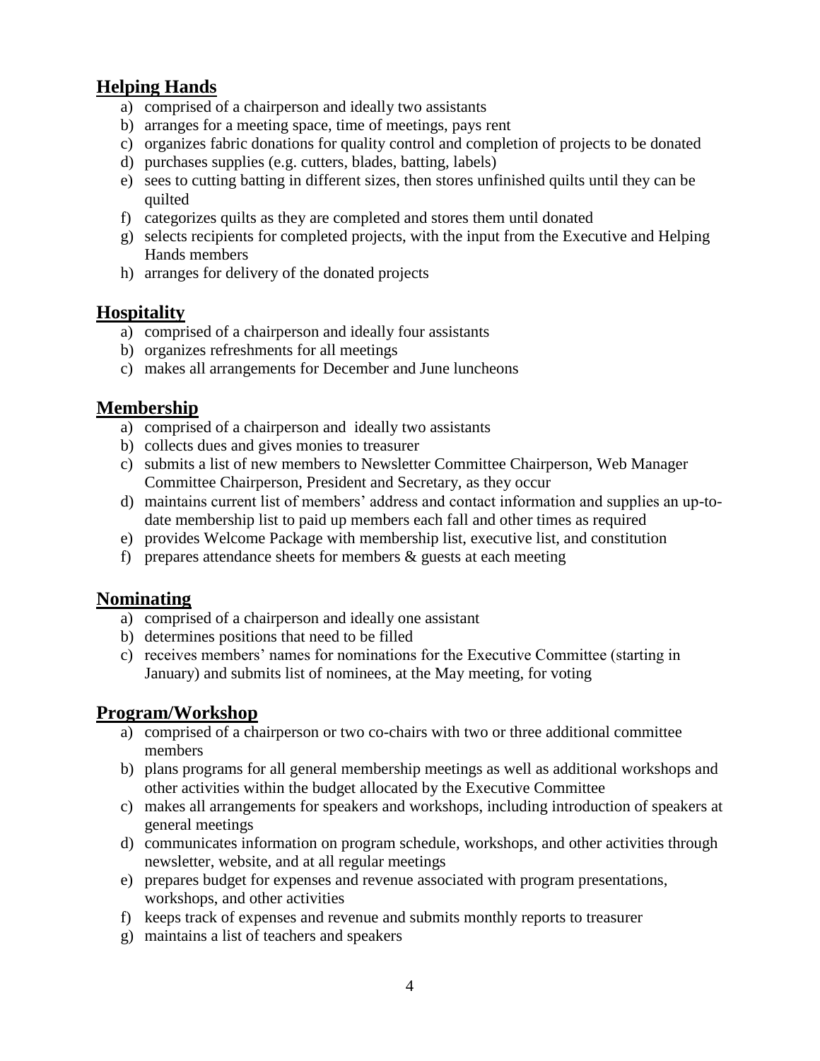## **Helping Hands**

a) comprised of a chairperson and ideally two assistants
b) arranges for a meeting space, time of meetings, pays rent
c) organizes fabric donations for quality control and completion of projects to be donated
d) purchases supplies (e.g. cutters, blades, batting, labels)
e) sees to cutting batting in different sizes, then stores unfinished quilts until they can be quilted
f) categorizes quilts as they are completed and stores them until donated
g) selects recipients for completed projects, with the input from the Executive and Helping Hands members
h) arranges for delivery of the donated projects

## **Hospitality**

a) comprised of a chairperson and ideally four assistants
b) organizes refreshments for all meetings
c) makes all arrangements for December and June luncheons

## **Membership**

a) comprised of a chairperson and ideally two assistants
b) collects dues and gives monies to treasurer
c) submits a list of new members to Newsletter Committee Chairperson, Web Manager Committee Chairperson, President and Secretary, as they occur
d) maintains current list of members' address and contact information and supplies an up-to-date membership list to paid up members each fall and other times as required
e) provides Welcome Package with membership list, executive list, and constitution
f) prepares attendance sheets for members & guests at each meeting

## **Nominating**

a) comprised of a chairperson and ideally one assistant
b) determines positions that need to be filled
c) receives members' names for nominations for the Executive Committee (starting in January) and submits list of nominees, at the May meeting, for voting

## **Program/Workshop**

a) comprised of a chairperson or two co-chairs with two or three additional committee members
b) plans programs for all general membership meetings as well as additional workshops and other activities within the budget allocated by the Executive Committee
c) makes all arrangements for speakers and workshops, including introduction of speakers at general meetings
d) communicates information on program schedule, workshops, and other activities through newsletter, website, and at all regular meetings
e) prepares budget for expenses and revenue associated with program presentations, workshops, and other activities
f) keeps track of expenses and revenue and submits monthly reports to treasurer
g) maintains a list of teachers and speakers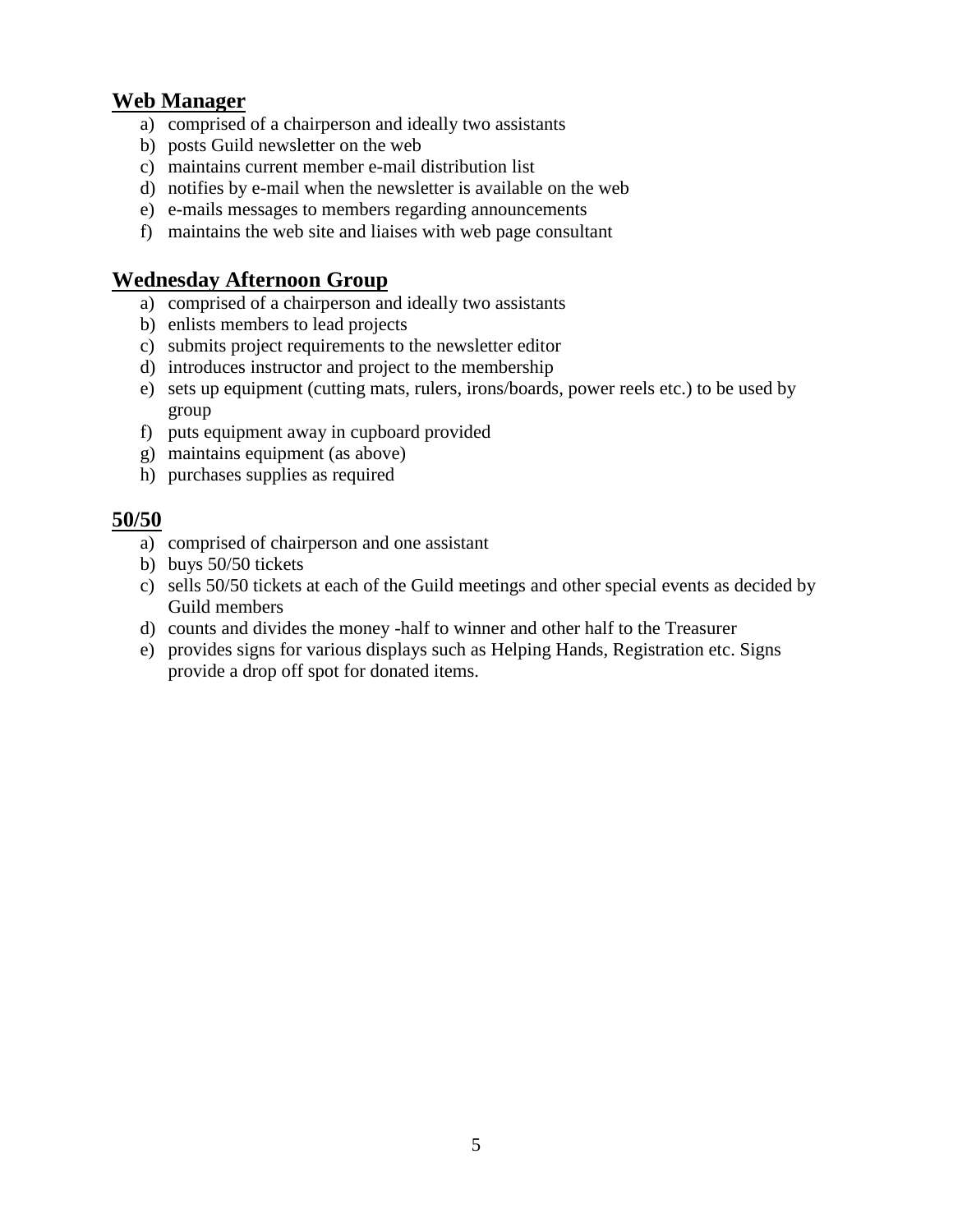## Web Manager

a) comprised of a chairperson and ideally two assistants
b) posts Guild newsletter on the web
c) maintains current member e-mail distribution list
d) notifies by e-mail when the newsletter is available on the web
e) e-mails messages to members regarding announcements
f) maintains the web site and liaises with web page consultant

## Wednesday Afternoon Group

a) comprised of a chairperson and ideally two assistants
b) enlists members to lead projects
c) submits project requirements to the newsletter editor
d) introduces instructor and project to the membership
e) sets up equipment (cutting mats, rulers, irons/boards, power reels etc.) to be used by group
f) puts equipment away in cupboard provided
g) maintains equipment (as above)
h) purchases supplies as required

## 50/50

a) comprised of chairperson and one assistant
b) buys 50/50 tickets
c) sells 50/50 tickets at each of the Guild meetings and other special events as decided by Guild members
d) counts and divides the money -half to winner and other half to the Treasurer
e) provides signs for various displays such as Helping Hands, Registration etc. Signs provide a drop off spot for donated items.